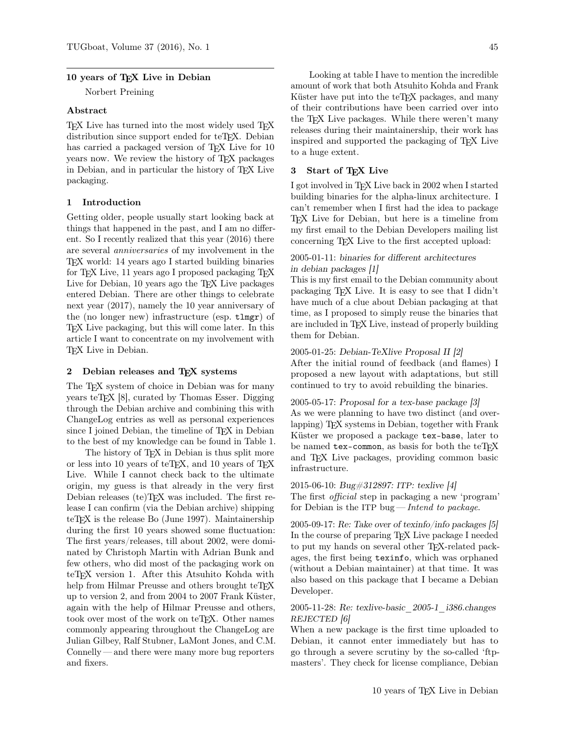# 10 years of TeX Live in Debian

Norbert Preining

## Abstract

TeX Live has turned into the most widely used TeX distribution since support ended for teTeX. Debian has carried a packaged version of TeX Live for 10 years now. We review the history of TeX packages in Debian, and in particular the history of TeX Live packaging.

## 1 Introduction

Getting older, people usually start looking back at things that happened in the past, and I am no different. So I recently realized that this year (2016) there are several *anniversaries* of my involvement in the TeX world: 14 years ago I started building binaries for TeX Live, 11 years ago I proposed packaging TeX Live for Debian, 10 years ago the TeX Live packages entered Debian. There are other things to celebrate next year (2017), namely the 10 year anniversary of the (no longer new) infrastructure (esp. `tlmgr`) of TeX Live packaging, but this will come later. In this article I want to concentrate on my involvement with TeX Live in Debian.

## 2 Debian releases and TeX systems

The TeX system of choice in Debian was for many years teTeX [8], curated by Thomas Esser. Digging through the Debian archive and combining this with ChangeLog entries as well as personal experiences since I joined Debian, the timeline of TeX in Debian to the best of my knowledge can be found in Table 1.

The history of TeX in Debian is thus split more or less into 10 years of teTeX, and 10 years of TeX Live. While I cannot check back to the ultimate origin, my guess is that already in the very first Debian releases (te)TeX was included. The first release I can confirm (via the Debian archive) shipping teTeX is the release Bo (June 1997). Maintainership during the first 10 years showed some fluctuation: The first years/releases, till about 2002, were dominated by Christoph Martin with Adrian Bunk and few others, who did most of the packaging work on teTeX version 1. After this Atsuhito Kohda with help from Hilmar Preusse and others brought teTeX up to version 2, and from 2004 to 2007 Frank Küster, again with the help of Hilmar Preusse and others, took over most of the work on teTeX. Other names commonly appearing throughout the ChangeLog are Julian Gilbey, Ralf Stubner, LaMont Jones, and C.M. Connelly — and there were many more bug reporters and fixers.

Looking at table I have to mention the incredible amount of work that both Atsuhito Kohda and Frank Küster have put into the teTeX packages, and many of their contributions have been carried over into the TeX Live packages. While there weren't many releases during their maintainership, their work has inspired and supported the packaging of TeX Live to a huge extent.

## 3 Start of TeX Live

I got involved in TeX Live back in 2002 when I started building binaries for the alpha-linux architecture. I can't remember when I first had the idea to package TeX Live for Debian, but here is a timeline from my first email to the Debian Developers mailing list concerning TeX Live to the first accepted upload:

2005-01-11: *binaries for different architectures in debian packages [1]*
This is my first email to the Debian community about packaging TeX Live. It is easy to see that I didn't have much of a clue about Debian packaging at that time, as I proposed to simply reuse the binaries that are included in TeX Live, instead of properly building them for Debian.

2005-01-25: *Debian-TeXlive Proposal II [2]*
After the initial round of feedback (and flames) I proposed a new layout with adaptations, but still continued to try to avoid rebuilding the binaries.

2005-05-17: *Proposal for a tex-base package [3]*
As we were planning to have two distinct (and overlapping) TeX systems in Debian, together with Frank Küster we proposed a package `tex-base`, later to be named `tex-common`, as basis for both the teTeX and TeX Live packages, providing common basic infrastructure.

2015-06-10: *Bug#312897: ITP: texlive [4]*
The first *official* step in packaging a new 'program' for Debian is the ITP bug — *Intend to package*.

2005-09-17: *Re: Take over of texinfo/info packages [5]*
In the course of preparing TeX Live package I needed to put my hands on several other TeX-related packages, the first being `texinfo`, which was orphaned (without a Debian maintainer) at that time. It was also based on this package that I became a Debian Developer.

2005-11-28: *Re: texlive-basic_2005-1_i386.changes REJECTED [6]*
When a new package is the first time uploaded to Debian, it cannot enter immediately but has to go through a severe scrutiny by the so-called 'ftp-masters'. They check for license compliance, Debian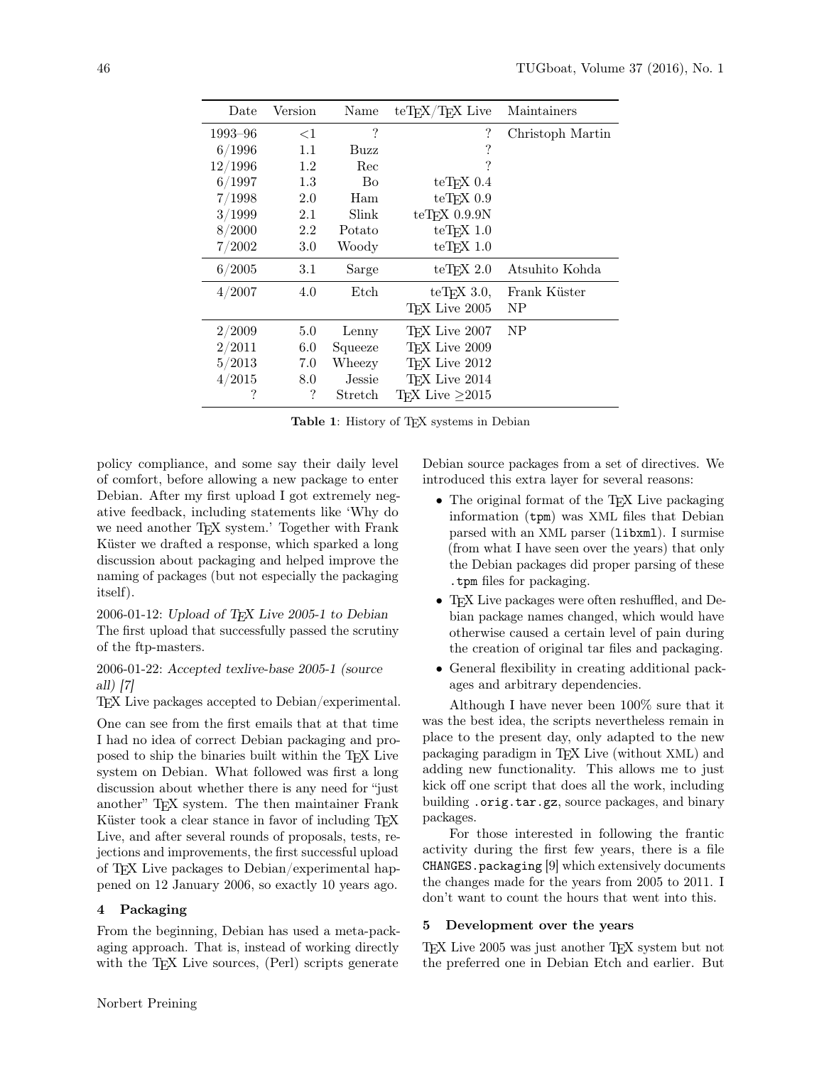| Date | Version | Name | teTEX/TEX Live | Maintainers |
|---|---|---|---|---|
| 1993–96 | <1 | ? | ? | Christoph Martin |
| 6/1996 | 1.1 | Buzz | ? | |
| 12/1996 | 1.2 | Rec | ? | |
| 6/1997 | 1.3 | Bo | teTEX 0.4 | |
| 7/1998 | 2.0 | Ham | teTEX 0.9 | |
| 3/1999 | 2.1 | Slink | teTEX 0.9.9N | |
| 8/2000 | 2.2 | Potato | teTEX 1.0 | |
| 7/2002 | 3.0 | Woody | teTEX 1.0 | |
| 6/2005 | 3.1 | Sarge | teTEX 2.0 | Atsuhito Kohda |
| 4/2007 | 4.0 | Etch | teTEX 3.0, TEX Live 2005 | Frank Küster NP |
| 2/2009 | 5.0 | Lenny | TEX Live 2007 | NP |
| 2/2011 | 6.0 | Squeeze | TEX Live 2009 | |
| 5/2013 | 7.0 | Wheezy | TEX Live 2012 | |
| 4/2015 | 8.0 | Jessie | TEX Live 2014 | |
| ? | ? | Stretch | TEX Live ≥2015 | |

**Table 1**: History of TEX systems in Debian

policy compliance, and some say their daily level of comfort, before allowing a new package to enter Debian. After my first upload I got extremely negative feedback, including statements like 'Why do we need another TEX system.' Together with Frank Küster we drafted a response, which sparked a long discussion about packaging and helped improve the naming of packages (but not especially the packaging itself).

2006-01-12: *Upload of TEX Live 2005-1 to Debian*
The first upload that successfully passed the scrutiny of the ftp-masters.

2006-01-22: *Accepted texlive-base 2005-1 (source all) [7]*
TEX Live packages accepted to Debian/experimental.

One can see from the first emails that at that time I had no idea of correct Debian packaging and proposed to ship the binaries built within the TEX Live system on Debian. What followed was first a long discussion about whether there is any need for "just another" TEX system. The then maintainer Frank Küster took a clear stance in favor of including TEX Live, and after several rounds of proposals, tests, rejections and improvements, the first successful upload of TEX Live packages to Debian/experimental happened on 12 January 2006, so exactly 10 years ago.

## 4 Packaging

From the beginning, Debian has used a meta-packaging approach. That is, instead of working directly with the TEX Live sources, (Perl) scripts generate Debian source packages from a set of directives. We introduced this extra layer for several reasons:

- The original format of the TEX Live packaging information (`tpm`) was XML files that Debian parsed with an XML parser (`libxml`). I surmise (from what I have seen over the years) that only the Debian packages did proper parsing of these `.tpm` files for packaging.
- TEX Live packages were often reshuffled, and Debian package names changed, which would have otherwise caused a certain level of pain during the creation of original tar files and packaging.
- General flexibility in creating additional packages and arbitrary dependencies.

Although I have never been 100% sure that it was the best idea, the scripts nevertheless remain in place to the present day, only adapted to the new packaging paradigm in TEX Live (without XML) and adding new functionality. This allows me to just kick off one script that does all the work, including building `.orig.tar.gz`, source packages, and binary packages.

For those interested in following the frantic activity during the first few years, there is a file `CHANGES.packaging` [9] which extensively documents the changes made for the years from 2005 to 2011. I don't want to count the hours that went into this.

## 5 Development over the years

TEX Live 2005 was just another TEX system but not the preferred one in Debian Etch and earlier. But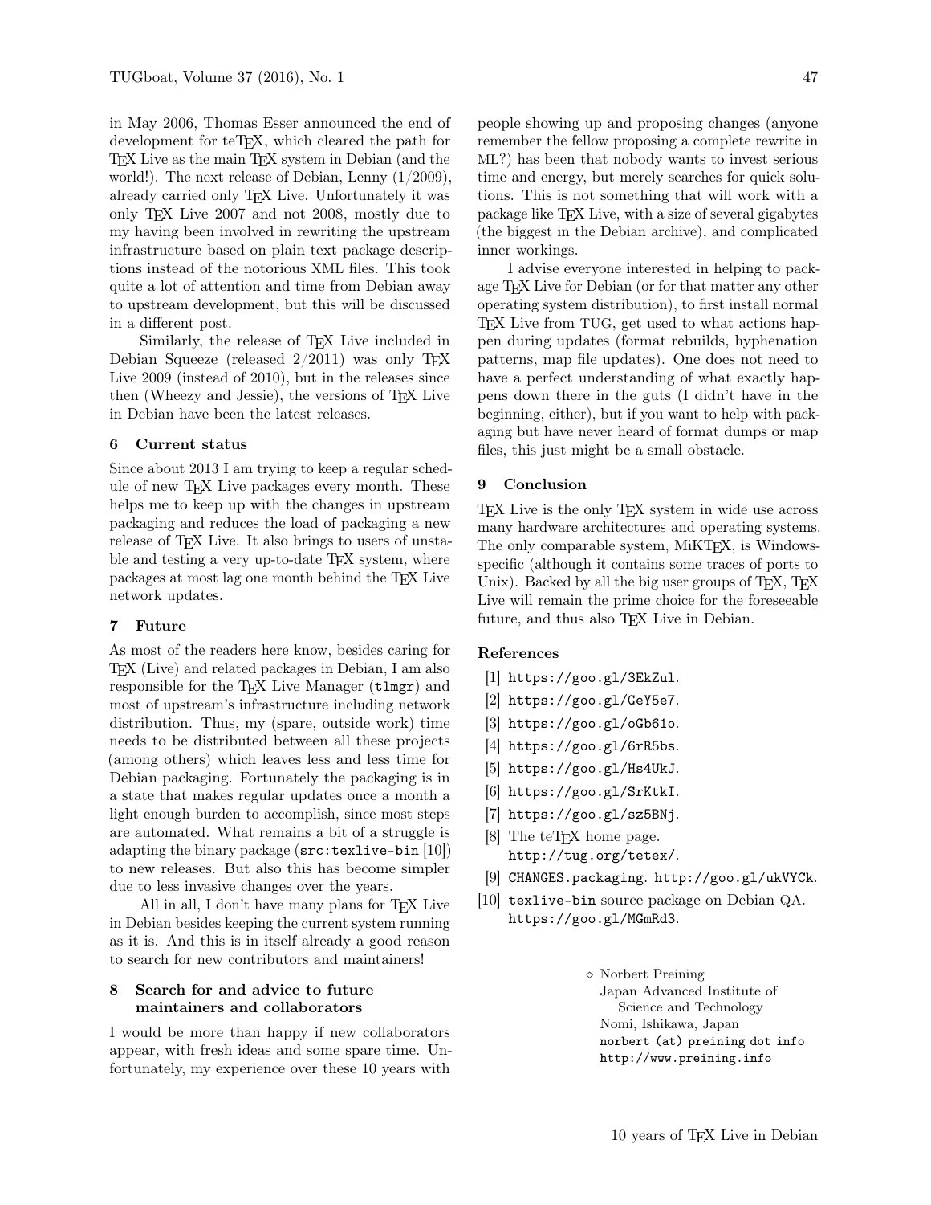in May 2006, Thomas Esser announced the end of development for teTeX, which cleared the path for TeX Live as the main TeX system in Debian (and the world!). The next release of Debian, Lenny (1/2009), already carried only TeX Live. Unfortunately it was only TeX Live 2007 and not 2008, mostly due to my having been involved in rewriting the upstream infrastructure based on plain text package descriptions instead of the notorious XML files. This took quite a lot of attention and time from Debian away to upstream development, but this will be discussed in a different post.

Similarly, the release of TeX Live included in Debian Squeeze (released 2/2011) was only TeX Live 2009 (instead of 2010), but in the releases since then (Wheezy and Jessie), the versions of TeX Live in Debian have been the latest releases.

## 6 Current status

Since about 2013 I am trying to keep a regular schedule of new TeX Live packages every month. These helps me to keep up with the changes in upstream packaging and reduces the load of packaging a new release of TeX Live. It also brings to users of unstable and testing a very up-to-date TeX system, where packages at most lag one month behind the TeX Live network updates.

## 7 Future

As most of the readers here know, besides caring for TeX (Live) and related packages in Debian, I am also responsible for the TeX Live Manager (`tlmgr`) and most of upstream's infrastructure including network distribution. Thus, my (spare, outside work) time needs to be distributed between all these projects (among others) which leaves less and less time for Debian packaging. Fortunately the packaging is in a state that makes regular updates once a month a light enough burden to accomplish, since most steps are automated. What remains a bit of a struggle is adapting the binary package (`src:texlive-bin` [10]) to new releases. But also this has become simpler due to less invasive changes over the years.

All in all, I don't have many plans for TeX Live in Debian besides keeping the current system running as it is. And this is in itself already a good reason to search for new contributors and maintainers!

## 8 Search for and advice to future maintainers and collaborators

I would be more than happy if new collaborators appear, with fresh ideas and some spare time. Unfortunately, my experience over these 10 years with people showing up and proposing changes (anyone remember the fellow proposing a complete rewrite in ML?) has been that nobody wants to invest serious time and energy, but merely searches for quick solutions. This is not something that will work with a package like TeX Live, with a size of several gigabytes (the biggest in the Debian archive), and complicated inner workings.

I advise everyone interested in helping to package TeX Live for Debian (or for that matter any other operating system distribution), to first install normal TeX Live from TUG, get used to what actions happen during updates (format rebuilds, hyphenation patterns, map file updates). One does not need to have a perfect understanding of what exactly happens down there in the guts (I didn't have in the beginning, either), but if you want to help with packaging but have never heard of format dumps or map files, this just might be a small obstacle.

## 9 Conclusion

TeX Live is the only TeX system in wide use across many hardware architectures and operating systems. The only comparable system, MiKTeX, is Windows-specific (although it contains some traces of ports to Unix). Backed by all the big user groups of TeX, TeX Live will remain the prime choice for the foreseeable future, and thus also TeX Live in Debian.

### References

[1] `https://goo.gl/3EkZul`.

[2] `https://goo.gl/GeY5e7`.

[3] `https://goo.gl/oGb61o`.

[4] `https://goo.gl/6rR5bs`.

[5] `https://goo.gl/Hs4UkJ`.

[6] `https://goo.gl/SrKtkI`.

[7] `https://goo.gl/sz5BNj`.

[8] The teTeX home page. `http://tug.org/tetex/`.

[9] `CHANGES.packaging`. `http://goo.gl/ukVYCk`.

[10] `texlive-bin` source package on Debian QA. `https://goo.gl/MGmRd3`.

◇ Norbert Preining
Japan Advanced Institute of Science and Technology
Nomi, Ishikawa, Japan
`norbert (at) preining dot info`
`http://www.preining.info`